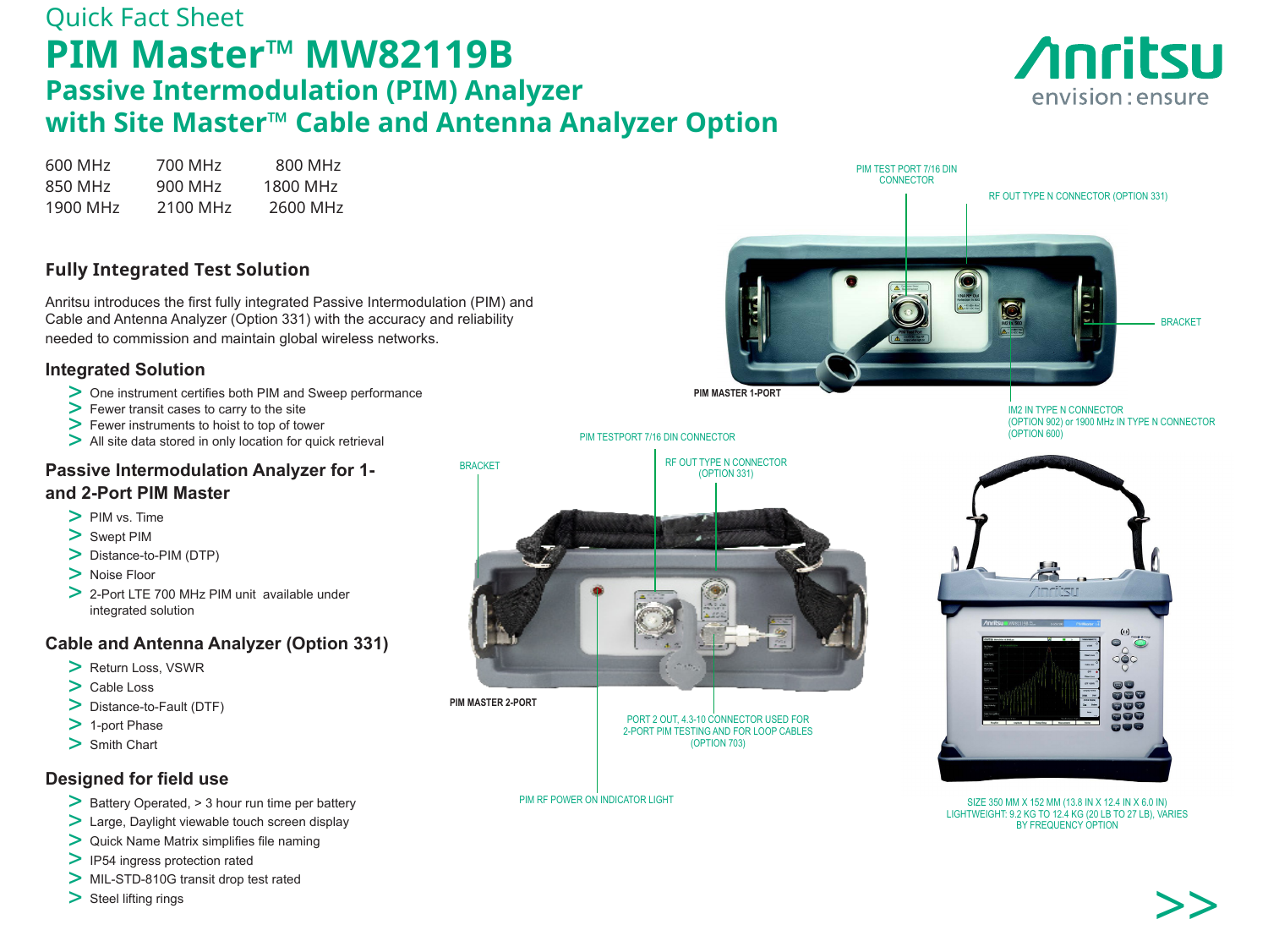Quick Fact Sheet

# PIM Master™ MW82119B

## Passive Intermodulation (PIM) Analyzer with Site Master™ Cable and Antenna Analyzer Option

| | | |
|---|---|---|
| 600 MHz | 700 MHz | 800 MHz |
| 850 MHz | 900 MHz | 1800 MHz |
| 1900 MHz | 2100 MHz | 2600 MHz |

### Fully Integrated Test Solution

Anritsu introduces the first fully integrated Passive Intermodulation (PIM) and Cable and Antenna Analyzer (Option 331) with the accuracy and reliability needed to commission and maintain global wireless networks.

### Integrated Solution

- One instrument certifies both PIM and Sweep performance
- Fewer transit cases to carry to the site
- Fewer instruments to hoist to top of tower
- All site data stored in only location for quick retrieval

### Passive Intermodulation Analyzer for 1- and 2-Port PIM Master

- PIM vs. Time
- Swept PIM
- Distance-to-PIM (DTP)
- Noise Floor
- 2-Port LTE 700 MHz PIM unit available under integrated solution

### Cable and Antenna Analyzer (Option 331)

- Return Loss, VSWR
- Cable Loss
- Distance-to-Fault (DTF)
- 1-port Phase
- Smith Chart

### Designed for field use

- Battery Operated, > 3 hour run time per battery
- Large, Daylight viewable touch screen display
- Quick Name Matrix simplifies file naming
- IP54 ingress protection rated
- MIL-STD-810G transit drop test rated
- Steel lifting rings

PIM TEST PORT 7/16 DIN CONNECTOR

RF OUT TYPE N CONNECTOR (OPTION 331)

BRACKET

PIM MASTER 1-PORT

IM2 IN TYPE N CONNECTOR (OPTION 902) or 1900 MHz IN TYPE N CONNECTOR (OPTION 600)

PIM TESTPORT 7/16 DIN CONNECTOR

BRACKET

RF OUT TYPE N CONNECTOR (OPTION 331)

PIM MASTER 2-PORT

PORT 2 OUT, 4.3-10 CONNECTOR USED FOR 2-PORT PIM TESTING AND FOR LOOP CABLES (OPTION 703)

PIM RF POWER ON INDICATOR LIGHT

SIZE 350 MM X 152 MM (13.8 IN X 12.4 IN X 6.0 IN)
LIGHTWEIGHT: 9.2 KG TO 12.4 KG (20 LB TO 27 LB), VARIES BY FREQUENCY OPTION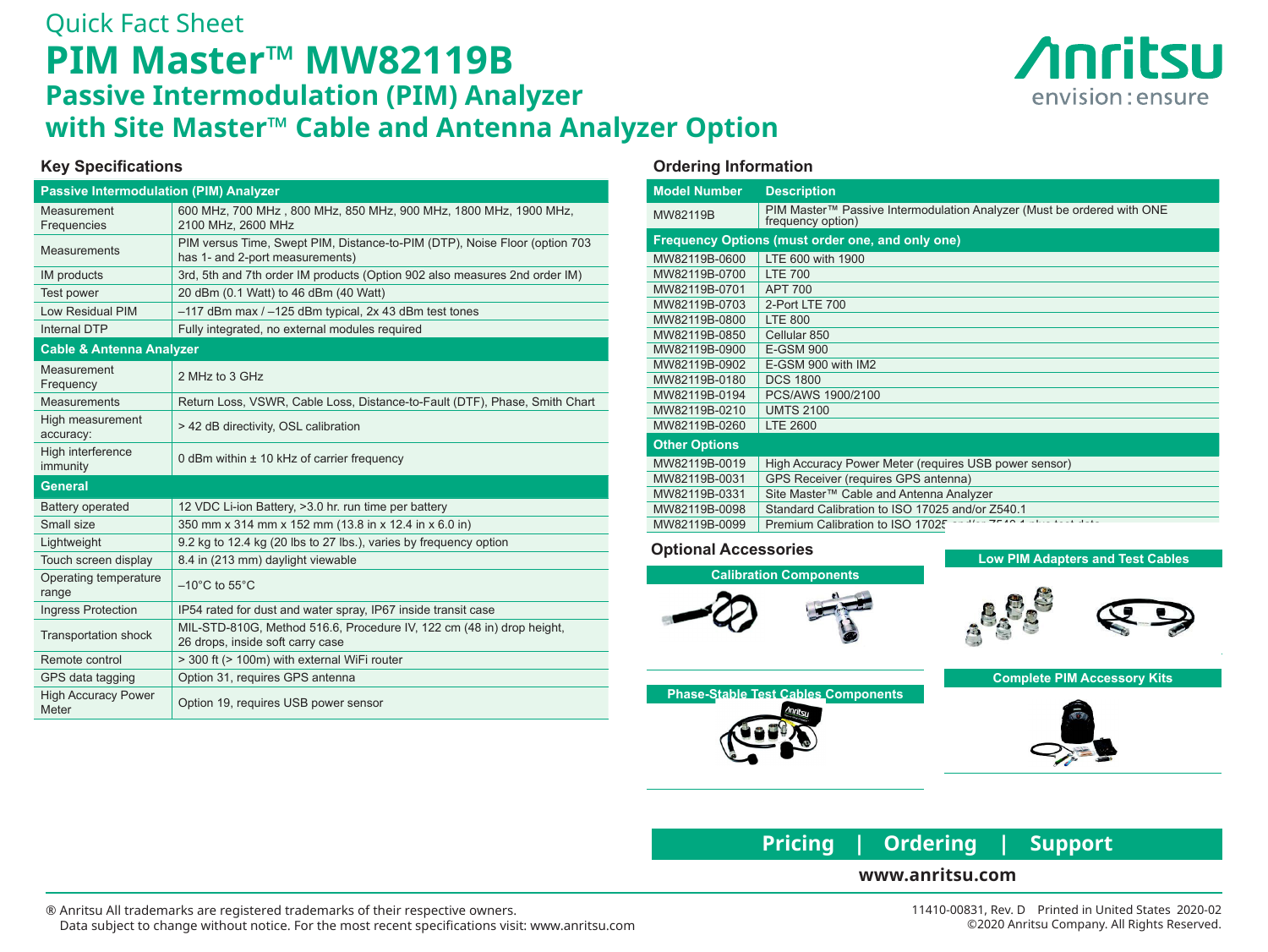Quick Fact Sheet

# PIM Master™ MW82119B

## Passive Intermodulation (PIM) Analyzer with Site Master™ Cable and Antenna Analyzer Option

### Key Specifications

| Passive Intermodulation (PIM) Analyzer | |
|---|---|
| Measurement Frequencies | 600 MHz, 700 MHz , 800 MHz, 850 MHz, 900 MHz, 1800 MHz, 1900 MHz, 2100 MHz, 2600 MHz |
| Measurements | PIM versus Time, Swept PIM, Distance-to-PIM (DTP), Noise Floor (option 703 has 1- and 2-port measurements) |
| IM products | 3rd, 5th and 7th order IM products (Option 902 also measures 2nd order IM) |
| Test power | 20 dBm (0.1 Watt) to 46 dBm (40 Watt) |
| Low Residual PIM | –117 dBm max / –125 dBm typical, 2x 43 dBm test tones |
| Internal DTP | Fully integrated, no external modules required |
| **Cable & Antenna Analyzer** | |
| Measurement Frequency | 2 MHz to 3 GHz |
| Measurements | Return Loss, VSWR, Cable Loss, Distance-to-Fault (DTF), Phase, Smith Chart |
| High measurement accuracy: | > 42 dB directivity, OSL calibration |
| High interference immunity | 0 dBm within ± 10 kHz of carrier frequency |
| **General** | |
| Battery operated | 12 VDC Li-ion Battery, >3.0 hr. run time per battery |
| Small size | 350 mm x 314 mm x 152 mm (13.8 in x 12.4 in x 6.0 in) |
| Lightweight | 9.2 kg to 12.4 kg (20 lbs to 27 lbs.), varies by frequency option |
| Touch screen display | 8.4 in (213 mm) daylight viewable |
| Operating temperature range | –10°C to 55°C |
| Ingress Protection | IP54 rated for dust and water spray, IP67 inside transit case |
| Transportation shock | MIL-STD-810G, Method 516.6, Procedure IV, 122 cm (48 in) drop height, 26 drops, inside soft carry case |
| Remote control | > 300 ft (> 100m) with external WiFi router |
| GPS data tagging | Option 31, requires GPS antenna |
| High Accuracy Power Meter | Option 19, requires USB power sensor |

### Ordering Information

| Model Number | Description |
|---|---|
| MW82119B | PIM Master™ Passive Intermodulation Analyzer (Must be ordered with ONE frequency option) |
| **Frequency Options (must order one, and only one)** | |
| MW82119B-0600 | LTE 600 with 1900 |
| MW82119B-0700 | LTE 700 |
| MW82119B-0701 | APT 700 |
| MW82119B-0703 | 2-Port LTE 700 |
| MW82119B-0800 | LTE 800 |
| MW82119B-0850 | Cellular 850 |
| MW82119B-0900 | E-GSM 900 |
| MW82119B-0902 | E-GSM 900 with IM2 |
| MW82119B-0180 | DCS 1800 |
| MW82119B-0194 | PCS/AWS 1900/2100 |
| MW82119B-0210 | UMTS 2100 |
| MW82119B-0260 | LTE 2600 |
| **Other Options** | |
| MW82119B-0019 | High Accuracy Power Meter (requires USB power sensor) |
| MW82119B-0031 | GPS Receiver (requires GPS antenna) |
| MW82119B-0331 | Site Master™ Cable and Antenna Analyzer |
| MW82119B-0098 | Standard Calibration to ISO 17025 and/or Z540.1 |
| MW82119B-0099 | Premium Calibration to ISO 17025 and/or Z540.1 plus test data |

### Optional Accessories

Calibration Components

Low PIM Adapters and Test Cables

Phase-Stable Test Cables Components

Complete PIM Accessory Kits

**Pricing | Ordering | Support**

**www.anritsu.com**

® Anritsu All trademarks are registered trademarks of their respective owners.
Data subject to change without notice. For the most recent specifications visit: www.anritsu.com

11410-00831, Rev. D Printed in United States 2020-02
©2020 Anritsu Company. All Rights Reserved.